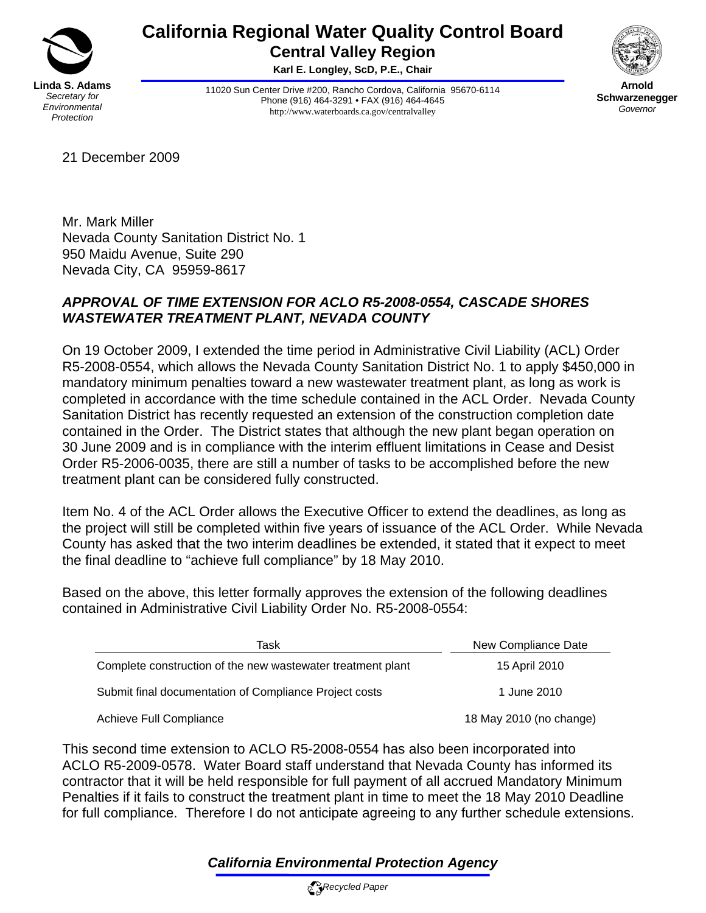# California Regional Water Quality Control Board
## Central Valley Region

**Karl E. Longley, ScD, P.E., Chair**

**Linda S. Adams**
*Secretary for Environmental Protection*

11020 Sun Center Drive #200, Rancho Cordova, California 95670-6114
Phone (916) 464-3291 • FAX (916) 464-4645
http://www.waterboards.ca.gov/centralvalley

**Arnold Schwarzenegger**
*Governor*

21 December 2009

Mr. Mark Miller
Nevada County Sanitation District No. 1
950 Maidu Avenue, Suite 290
Nevada City, CA 95959-8617

***APPROVAL OF TIME EXTENSION FOR ACLO R5-2008-0554, CASCADE SHORES WASTEWATER TREATMENT PLANT, NEVADA COUNTY***

On 19 October 2009, I extended the time period in Administrative Civil Liability (ACL) Order R5-2008-0554, which allows the Nevada County Sanitation District No. 1 to apply $450,000 in mandatory minimum penalties toward a new wastewater treatment plant, as long as work is completed in accordance with the time schedule contained in the ACL Order. Nevada County Sanitation District has recently requested an extension of the construction completion date contained in the Order. The District states that although the new plant began operation on 30 June 2009 and is in compliance with the interim effluent limitations in Cease and Desist Order R5-2006-0035, there are still a number of tasks to be accomplished before the new treatment plant can be considered fully constructed.

Item No. 4 of the ACL Order allows the Executive Officer to extend the deadlines, as long as the project will still be completed within five years of issuance of the ACL Order. While Nevada County has asked that the two interim deadlines be extended, it stated that it expect to meet the final deadline to "achieve full compliance" by 18 May 2010.

Based on the above, this letter formally approves the extension of the following deadlines contained in Administrative Civil Liability Order No. R5-2008-0554:

| Task | New Compliance Date |
|---|---|
| Complete construction of the new wastewater treatment plant | 15 April 2010 |
| Submit final documentation of Compliance Project costs | 1 June 2010 |
| Achieve Full Compliance | 18 May 2010 (no change) |

This second time extension to ACLO R5-2008-0554 has also been incorporated into ACLO R5-2009-0578. Water Board staff understand that Nevada County has informed its contractor that it will be held responsible for full payment of all accrued Mandatory Minimum Penalties if it fails to construct the treatment plant in time to meet the 18 May 2010 Deadline for full compliance. Therefore I do not anticipate agreeing to any further schedule extensions.

***California Environmental Protection Agency***

*Recycled Paper*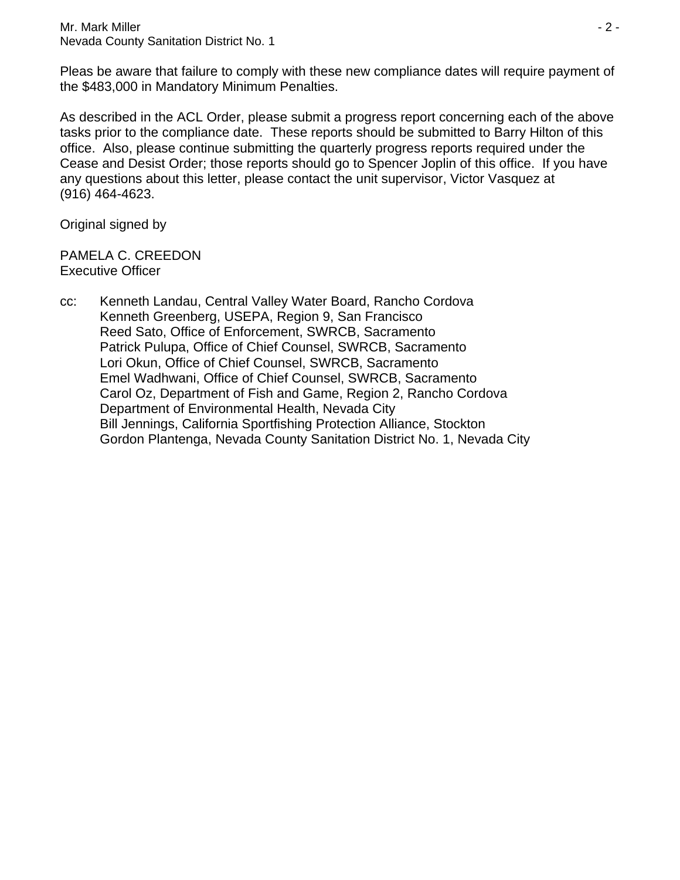Pleas be aware that failure to comply with these new compliance dates will require payment of the $483,000 in Mandatory Minimum Penalties.

As described in the ACL Order, please submit a progress report concerning each of the above tasks prior to the compliance date. These reports should be submitted to Barry Hilton of this office. Also, please continue submitting the quarterly progress reports required under the Cease and Desist Order; those reports should go to Spencer Joplin of this office. If you have any questions about this letter, please contact the unit supervisor, Victor Vasquez at (916) 464-4623.

Original signed by

PAMELA C. CREEDON
Executive Officer

cc: Kenneth Landau, Central Valley Water Board, Rancho Cordova
Kenneth Greenberg, USEPA, Region 9, San Francisco
Reed Sato, Office of Enforcement, SWRCB, Sacramento
Patrick Pulupa, Office of Chief Counsel, SWRCB, Sacramento
Lori Okun, Office of Chief Counsel, SWRCB, Sacramento
Emel Wadhwani, Office of Chief Counsel, SWRCB, Sacramento
Carol Oz, Department of Fish and Game, Region 2, Rancho Cordova
Department of Environmental Health, Nevada City
Bill Jennings, California Sportfishing Protection Alliance, Stockton
Gordon Plantenga, Nevada County Sanitation District No. 1, Nevada City